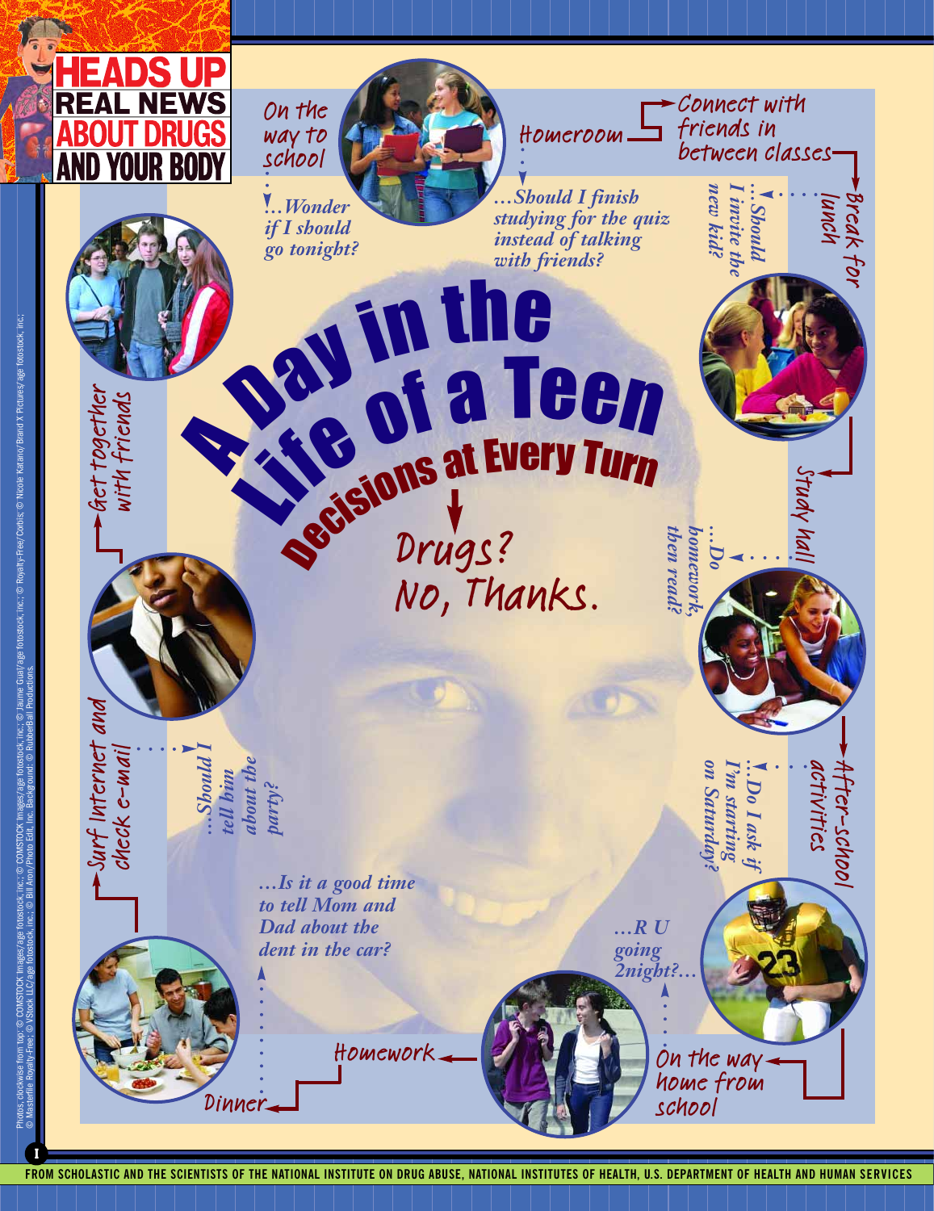# HEADS UP
## REAL NEWS ABOUT DRUGS AND YOUR BODY

# A Day in the Life of a Teen
## Decisions at Every Turn

Drugs? No, Thanks.

On the way to school

*...Wonder if I should go tonight?*

Homeroom

*...Should I finish studying for the quiz instead of talking with friends?*

Connect with friends in between classes

Break for lunch

*...Should I invite the new kid?*

Study hall

*...Do homework, then read?*

After-school activities

*...Do I ask if I'm starting on Saturday?*

On the way home from school

*...R U going 2night?...*

Homework

Dinner

*...Is it a good time to tell Mom and Dad about the dent in the car?*

Surf Internet and check e-mail

*...Should I tell him about the party?*

Get together with friends

Photos, clockwise from top: © COMSTOCK Images/age fotostock, inc.; © COMSTOCK Images/age fotostock, inc.; © Jaume Gual/age fotostock, inc.; © Royalty-Free/Corbis; © Nicole Katano/Brand X Pictures/age fotostock, inc.; © Masterfile Royalty-Free; © VStock LLC/age fotostock, inc.; © Bill Aron/Photo Edit, Inc. Background: © RubberBall Productions.

FROM SCHOLASTIC AND THE SCIENTISTS OF THE NATIONAL INSTITUTE ON DRUG ABUSE, NATIONAL INSTITUTES OF HEALTH, U.S. DEPARTMENT OF HEALTH AND HUMAN SERVICES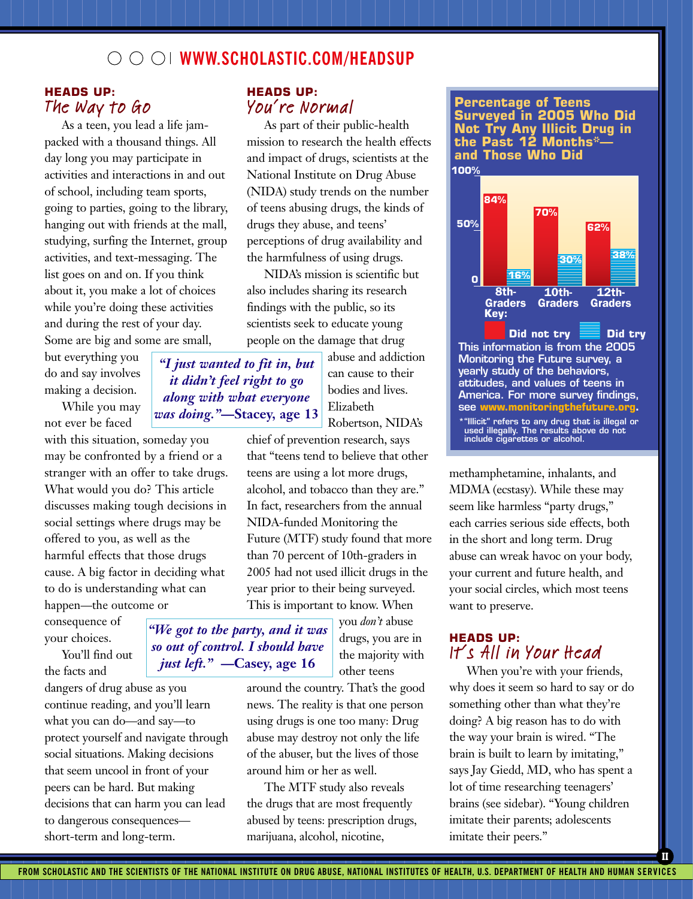WWW.SCHOLASTIC.COM/HEADSUP

## HEADS UP: The Way to Go

As a teen, you lead a life jam-packed with a thousand things. All day long you may participate in activities and interactions in and out of school, including team sports, going to parties, going to the library, hanging out with friends at the mall, studying, surfing the Internet, group activities, and text-messaging. The list goes on and on. If you think about it, you make a lot of choices while you're doing these activities and during the rest of your day. Some are big and some are small, but everything you do and say involves making a decision.

While you may not ever be faced with this situation, someday you may be confronted by a friend or a stranger with an offer to take drugs. What would you do? This article discusses making tough decisions in social settings where drugs may be offered to you, as well as the harmful effects that those drugs cause. A big factor in deciding what to do is understanding what can happen—the outcome or consequence of your choices.

You'll find out the facts and dangers of drug abuse as you continue reading, and you'll learn what you can do—and say—to protect yourself and navigate through social situations. Making decisions that seem uncool in front of your peers can be hard. But making decisions that can harm you can lead to dangerous consequences—short-term and long-term.

> *"I just wanted to fit in, but it didn't feel right to go along with what everyone was doing."*—Stacey, age 13

## HEADS UP: You're Normal

As part of their public-health mission to research the health effects and impact of drugs, scientists at the National Institute on Drug Abuse (NIDA) study trends on the number of teens abusing drugs, the kinds of drugs they abuse, and teens' perceptions of drug availability and the harmfulness of using drugs.

NIDA's mission is scientific but also includes sharing its research findings with the public, so its scientists seek to educate young people on the damage that drug abuse and addiction can cause to their bodies and lives. Elizabeth Robertson, NIDA's chief of prevention research, says that "teens tend to believe that other teens are using a lot more drugs, alcohol, and tobacco than they are." In fact, researchers from the annual NIDA-funded Monitoring the Future (MTF) study found that more than 70 percent of 10th-graders in 2005 had not used illicit drugs in the year prior to their being surveyed. This is important to know. When you *don't* abuse drugs, you are in the majority with other teens around the country. That's the good news. The reality is that one person using drugs is one too many: Drug abuse may destroy not only the life of the abuser, but the lives of those around him or her as well.

> *"We got to the party, and it was so out of control. I should have just left."* —Casey, age 16

The MTF study also reveals the drugs that are most frequently abused by teens: prescription drugs, marijuana, alcohol, nicotine, methamphetamine, inhalants, and MDMA (ecstasy). While these may seem like harmless "party drugs," each carries serious side effects, both in the short and long term. Drug abuse can wreak havoc on your body, your current and future health, and your social circles, which most teens want to preserve.

### Percentage of Teens Surveyed in 2005 Who Did Not Try Any Illicit Drug in the Past 12 Months*—and Those Who Did

| | Did not try | Did try |
|---|---|---|
| 8th-Graders | 84% | 16% |
| 10th-Graders | 70% | 30% |
| 12th-Graders | 62% | 38% |

This information is from the 2005 Monitoring the Future survey, a yearly study of the behaviors, attitudes, and values of teens in America. For more survey findings, see **www.monitoringthefuture.org**.

*"Illicit" refers to any drug that is illegal or used illegally. The results above do not include cigarettes or alcohol.

## HEADS UP: It's All in Your Head

When you're with your friends, why does it seem so hard to say or do something other than what they're doing? A big reason has to do with the way your brain is wired. "The brain is built to learn by imitating," says Jay Giedd, MD, who has spent a lot of time researching teenagers' brains (see sidebar). "Young children imitate their parents; adolescents imitate their peers."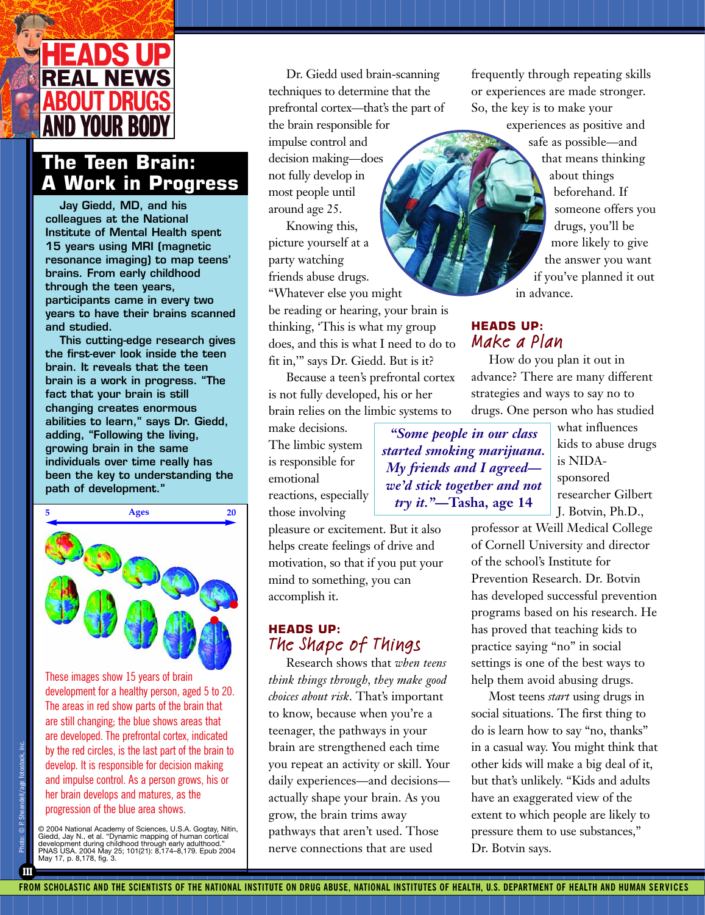# HEADS UP REAL NEWS ABOUT DRUGS AND YOUR BODY

## The Teen Brain: A Work in Progress

**Jay Giedd, MD, and his colleagues at the National Institute of Mental Health spent 15 years using MRI (magnetic resonance imaging) to map teens' brains. From early childhood through the teen years, participants came in every two years to have their brains scanned and studied.**

**This cutting-edge research gives the first-ever look inside the teen brain. It reveals that the teen brain is a work in progress. "The fact that your brain is still changing creates enormous abilities to learn," says Dr. Giedd, adding, "Following the living, growing brain in the same individuals over time really has been the key to understanding the path of development."**

5 — Ages — 20

These images show 15 years of brain development for a healthy person, aged 5 to 20. The areas in red show parts of the brain that are still changing; the blue shows areas that are developed. The prefrontal cortex, indicated by the red circles, is the last part of the brain to develop. It is responsible for decision making and impulse control. As a person grows, his or her brain develops and matures, as the progression of the blue area shows.

© 2004 National Academy of Sciences, U.S.A. Gogtay, Nitin, Giedd, Jay N., et al. "Dynamic mapping of human cortical development during childhood through early adulthood." PNAS USA. 2004 May 25; 101(21): 8,174–8,179. Epub 2004 May 17, p. 8,178, fig. 3.

Photo: © P. Sheandell/age fotostock, inc.

Dr. Giedd used brain-scanning techniques to determine that the prefrontal cortex—that's the part of the brain responsible for impulse control and decision making—does not fully develop in most people until around age 25.

Knowing this, picture yourself at a party watching friends abuse drugs. "Whatever else you might be reading or hearing, your brain is thinking, 'This is what my group does, and this is what I need to do to fit in,'" says Dr. Giedd. But is it?

Because a teen's prefrontal cortex is not fully developed, his or her brain relies on the limbic systems to make decisions. The limbic system is responsible for emotional reactions, especially those involving pleasure or excitement. But it also helps create feelings of drive and motivation, so that if you put your mind to something, you can accomplish it.

> ***"Some people in our class started smoking marijuana. My friends and I agreed—we'd stick together and not try it."*—Tasha, age 14**

### HEADS UP: The Shape of Things

Research shows that *when teens think things through, they make good choices about risk*. That's important to know, because when you're a teenager, the pathways in your brain are strengthened each time you repeat an activity or skill. Your daily experiences—and decisions—actually shape your brain. As you grow, the brain trims away pathways that aren't used. Those nerve connections that are used frequently through repeating skills or experiences are made stronger. So, the key is to make your experiences as positive and safe as possible—and that means thinking about things beforehand. If someone offers you drugs, you'll be more likely to give the answer you want if you've planned it out in advance.

### HEADS UP: Make a Plan

How do you plan it out in advance? There are many different strategies and ways to say no to drugs. One person who has studied what influences kids to abuse drugs is NIDA-sponsored researcher Gilbert J. Botvin, Ph.D., professor at Weill Medical College of Cornell University and director of the school's Institute for Prevention Research. Dr. Botvin has developed successful prevention programs based on his research. He has proved that teaching kids to practice saying "no" in social settings is one of the best ways to help them avoid abusing drugs.

Most teens *start* using drugs in social situations. The first thing to do is learn how to say "no, thanks" in a casual way. You might think that other kids will make a big deal of it, but that's unlikely. "Kids and adults have an exaggerated view of the extent to which people are likely to pressure them to use substances," Dr. Botvin says.

FROM SCHOLASTIC AND THE SCIENTISTS OF THE NATIONAL INSTITUTE ON DRUG ABUSE, NATIONAL INSTITUTES OF HEALTH, U.S. DEPARTMENT OF HEALTH AND HUMAN SERVICES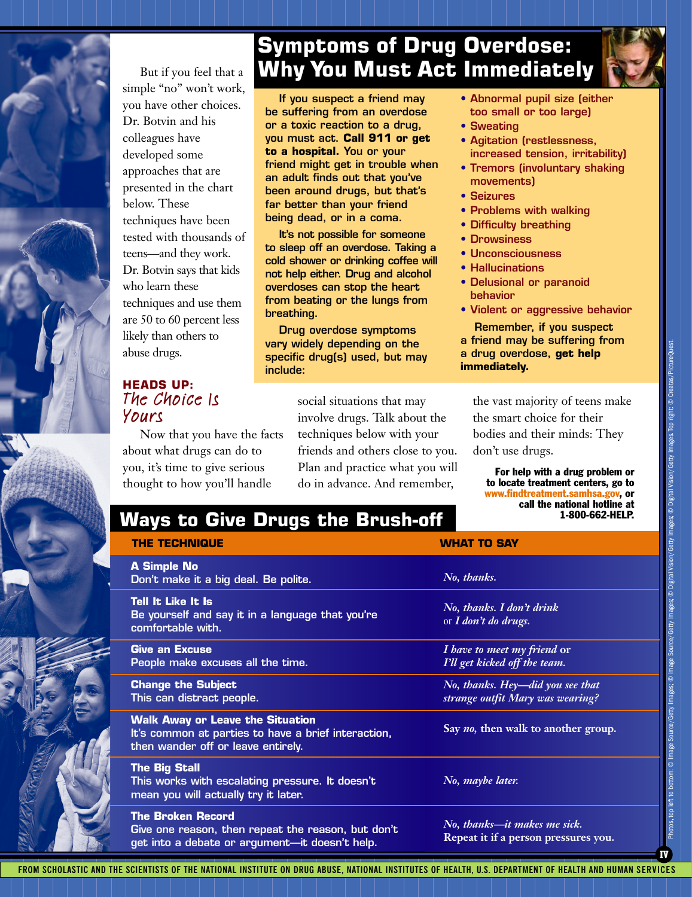But if you feel that a simple "no" won't work, you have other choices. Dr. Botvin and his colleagues have developed some approaches that are presented in the chart below. These techniques have been tested with thousands of teens—and they work. Dr. Botvin says that kids who learn these techniques and use them are 50 to 60 percent less likely than others to abuse drugs.

## Symptoms of Drug Overdose: Why You Must Act Immediately

**If you suspect a friend may be suffering from an overdose or a toxic reaction to a drug, you must act. Call 911 or get to a hospital. You or your friend might get in trouble when an adult finds out that you've been around drugs, but that's far better than your friend being dead, or in a coma.**

It's not possible for someone to sleep off an overdose. Taking a cold shower or drinking coffee will not help either. Drug and alcohol overdoses can stop the heart from beating or the lungs from breathing.

Drug overdose symptoms vary widely depending on the specific drug(s) used, but may include:

- Abnormal pupil size (either too small or too large)
- Sweating
- Agitation (restlessness, increased tension, irritability)
- Tremors (involuntary shaking movements)
- Seizures
- Problems with walking
- Difficulty breathing
- Drowsiness
- Unconsciousness
- Hallucinations
- Delusional or paranoid behavior
- Violent or aggressive behavior

Remember, if you suspect a friend may be suffering from a drug overdose, **get help immediately.**

## HEADS UP: *The Choice Is Yours*

Now that you have the facts about what drugs can do to you, it's time to give serious thought to how you'll handle social situations that may involve drugs. Talk about the techniques below with your friends and others close to you. Plan and practice what you will do in advance. And remember, the vast majority of teens make the smart choice for their bodies and their minds: They don't use drugs.

**For help with a drug problem or to locate treatment centers, go to www.findtreatment.samhsa.gov, or call the national hotline at 1-800-662-HELP.**

## Ways to Give Drugs the Brush-off

| THE TECHNIQUE | WHAT TO SAY |
|---|---|
| **A Simple No**<br>Don't make it a big deal. Be polite. | *No, thanks.* |
| **Tell It Like It Is**<br>Be yourself and say it in a language that you're comfortable with. | *No, thanks. I don't drink* or *I don't do drugs.* |
| **Give an Excuse**<br>People make excuses all the time. | *I have to meet my friend* or *I'll get kicked off the team.* |
| **Change the Subject**<br>This can distract people. | *No, thanks. Hey—did you see that strange outfit Mary was wearing?* |
| **Walk Away or Leave the Situation**<br>It's common at parties to have a brief interaction, then wander off or leave entirely. | Say *no,* then walk to another group. |
| **The Big Stall**<br>This works with escalating pressure. It doesn't mean you will actually try it later. | *No, maybe later.* |
| **The Broken Record**<br>Give one reason, then repeat the reason, but don't get into a debate or argument—it doesn't help. | *No, thanks—it makes me sick.* Repeat it if a person pressures you. |

Photos, top left to bottom: © Image Source/Getty Images; © Image Source/Getty Images; © Image Source/Getty Images; © Digital Vision/Getty Images; © Digital Vision/Getty Images. Top right: © Creatas/PictureQuest.

FROM SCHOLASTIC AND THE SCIENTISTS OF THE NATIONAL INSTITUTE ON DRUG ABUSE, NATIONAL INSTITUTES OF HEALTH, U.S. DEPARTMENT OF HEALTH AND HUMAN SERVICES